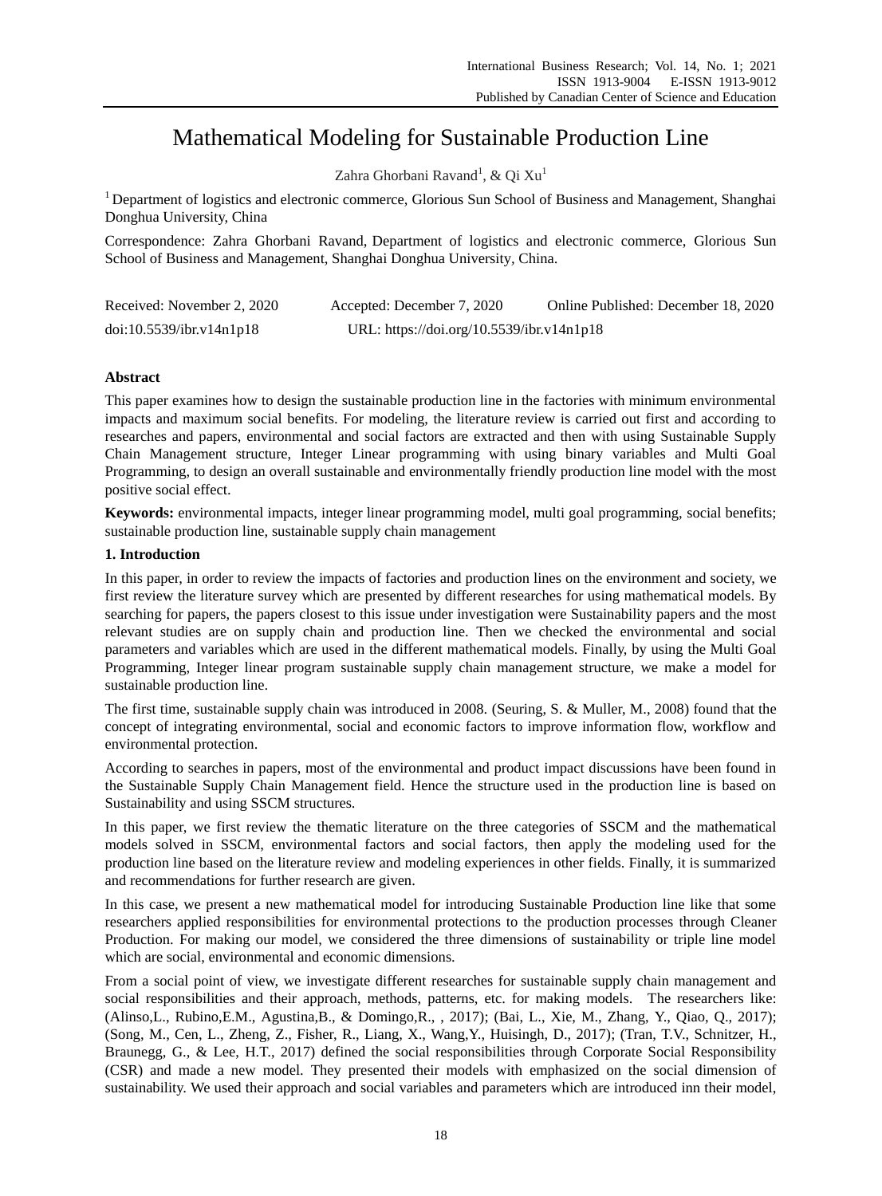# Mathematical Modeling for Sustainable Production Line

Zahra Ghorbani Ravand[1], & Qi Xu[1]

[1] Department of logistics and electronic commerce, Glorious Sun School of Business and Management, Shanghai Donghua University, China

Correspondence: Zahra Ghorbani Ravand, Department of logistics and electronic commerce, Glorious Sun School of Business and Management, Shanghai Donghua University, China.

Received: November 2, 2020 Accepted: December 7, 2020 Online Published: December 18, 2020

doi:10.5539/ibr.v14n1p18 URL: https://doi.org/10.5539/ibr.v14n1p18

**Abstract**

This paper examines how to design the sustainable production line in the factories with minimum environmental impacts and maximum social benefits. For modeling, the literature review is carried out first and according to researches and papers, environmental and social factors are extracted and then with using Sustainable Supply Chain Management structure, Integer Linear programming with using binary variables and Multi Goal Programming, to design an overall sustainable and environmentally friendly production line model with the most positive social effect.

**Keywords:** environmental impacts, integer linear programming model, multi goal programming, social benefits; sustainable production line, sustainable supply chain management

## 1. Introduction

In this paper, in order to review the impacts of factories and production lines on the environment and society, we first review the literature survey which are presented by different researches for using mathematical models. By searching for papers, the papers closest to this issue under investigation were Sustainability papers and the most relevant studies are on supply chain and production line. Then we checked the environmental and social parameters and variables which are used in the different mathematical models. Finally, by using the Multi Goal Programming, Integer linear program sustainable supply chain management structure, we make a model for sustainable production line.

The first time, sustainable supply chain was introduced in 2008. (Seuring, S. & Muller, M., 2008) found that the concept of integrating environmental, social and economic factors to improve information flow, workflow and environmental protection.

According to searches in papers, most of the environmental and product impact discussions have been found in the Sustainable Supply Chain Management field. Hence the structure used in the production line is based on Sustainability and using SSCM structures.

In this paper, we first review the thematic literature on the three categories of SSCM and the mathematical models solved in SSCM, environmental factors and social factors, then apply the modeling used for the production line based on the literature review and modeling experiences in other fields. Finally, it is summarized and recommendations for further research are given.

In this case, we present a new mathematical model for introducing Sustainable Production line like that some researchers applied responsibilities for environmental protections to the production processes through Cleaner Production. For making our model, we considered the three dimensions of sustainability or triple line model which are social, environmental and economic dimensions.

From a social point of view, we investigate different researches for sustainable supply chain management and social responsibilities and their approach, methods, patterns, etc. for making models. The researchers like: (Alinso,L., Rubino,E.M., Agustina,B., & Domingo,R., , 2017); (Bai, L., Xie, M., Zhang, Y., Qiao, Q., 2017); (Song, M., Cen, L., Zheng, Z., Fisher, R., Liang, X., Wang,Y., Huisingh, D., 2017); (Tran, T.V., Schnitzer, H., Braunegg, G., & Lee, H.T., 2017) defined the social responsibilities through Corporate Social Responsibility (CSR) and made a new model. They presented their models with emphasized on the social dimension of sustainability. We used their approach and social variables and parameters which are introduced inn their model,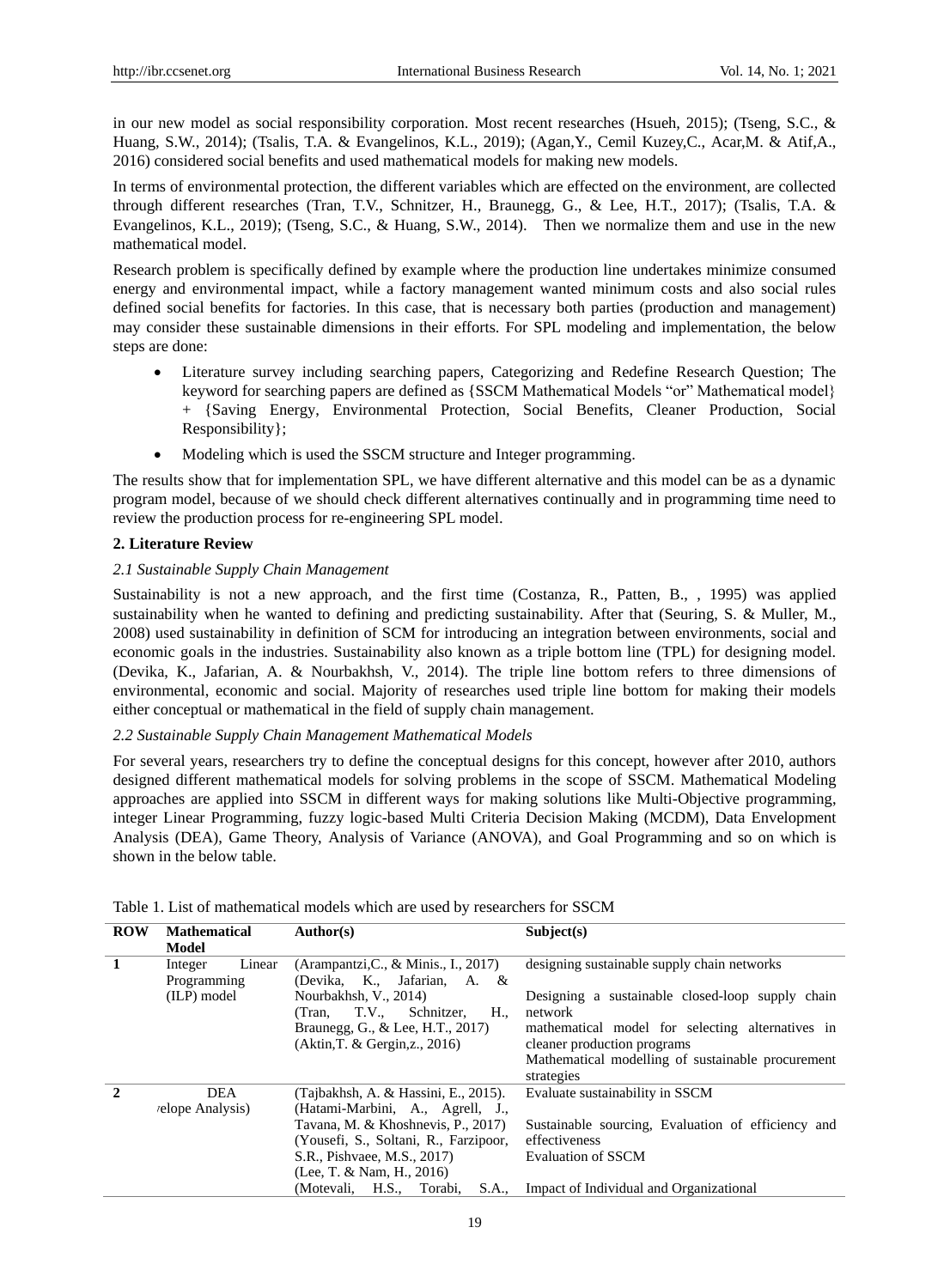in our new model as social responsibility corporation. Most recent researches (Hsueh, 2015); (Tseng, S.C., & Huang, S.W., 2014); (Tsalis, T.A. & Evangelinos, K.L., 2019); (Agan,Y., Cemil Kuzey,C., Acar,M. & Atif,A., 2016) considered social benefits and used mathematical models for making new models.

In terms of environmental protection, the different variables which are effected on the environment, are collected through different researches (Tran, T.V., Schnitzer, H., Braunegg, G., & Lee, H.T., 2017); (Tsalis, T.A. & Evangelinos, K.L., 2019); (Tseng, S.C., & Huang, S.W., 2014). Then we normalize them and use in the new mathematical model.

Research problem is specifically defined by example where the production line undertakes minimize consumed energy and environmental impact, while a factory management wanted minimum costs and also social rules defined social benefits for factories. In this case, that is necessary both parties (production and management) may consider these sustainable dimensions in their efforts. For SPL modeling and implementation, the below steps are done:

- Literature survey including searching papers, Categorizing and Redefine Research Question; The keyword for searching papers are defined as {SSCM Mathematical Models "or" Mathematical model} + {Saving Energy, Environmental Protection, Social Benefits, Cleaner Production, Social Responsibility};
- Modeling which is used the SSCM structure and Integer programming.

The results show that for implementation SPL, we have different alternative and this model can be as a dynamic program model, because of we should check different alternatives continually and in programming time need to review the production process for re-engineering SPL model.

## 2. Literature Review

### *2.1 Sustainable Supply Chain Management*

Sustainability is not a new approach, and the first time (Costanza, R., Patten, B., , 1995) was applied sustainability when he wanted to defining and predicting sustainability. After that (Seuring, S. & Muller, M., 2008) used sustainability in definition of SCM for introducing an integration between environments, social and economic goals in the industries. Sustainability also known as a triple bottom line (TPL) for designing model. (Devika, K., Jafarian, A. & Nourbakhsh, V., 2014). The triple line bottom refers to three dimensions of environmental, economic and social. Majority of researches used triple line bottom for making their models either conceptual or mathematical in the field of supply chain management.

### *2.2 Sustainable Supply Chain Management Mathematical Models*

For several years, researchers try to define the conceptual designs for this concept, however after 2010, authors designed different mathematical models for solving problems in the scope of SSCM. Mathematical Modeling approaches are applied into SSCM in different ways for making solutions like Multi-Objective programming, integer Linear Programming, fuzzy logic-based Multi Criteria Decision Making (MCDM), Data Envelopment Analysis (DEA), Game Theory, Analysis of Variance (ANOVA), and Goal Programming and so on which is shown in the below table.

Table 1. List of mathematical models which are used by researchers for SSCM

| ROW | Mathematical Model | Author(s) | Subject(s) |
|---|---|---|---|
| 1 | Integer Linear Programming (ILP) model | (Arampantzi,C., & Minis., I., 2017) | designing sustainable supply chain networks |
| | | (Devika, K., Jafarian, A. & Nourbakhsh, V., 2014) | Designing a sustainable closed-loop supply chain network |
| | | (Tran, T.V., Schnitzer, H., Braunegg, G., & Lee, H.T., 2017) | mathematical model for selecting alternatives in cleaner production programs |
| | | (Aktin,T. & Gergin,z., 2016) | Mathematical modelling of sustainable procurement strategies |
| 2 | DEA (elope Analysis) | (Tajbakhsh, A. & Hassini, E., 2015). | Evaluate sustainability in SSCM |
| | | (Hatami-Marbini, A., Agrell, J., Tavana, M. & Khoshnevis, P., 2017) | Sustainable sourcing, Evaluation of efficiency and effectiveness |
| | | (Yousefi, S., Soltani, R., Farzipoor, S.R., Pishvaee, M.S., 2017) | Evaluation of SSCM |
| | | (Lee, T. & Nam, H., 2016) | |
| | | (Motevali, H.S., Torabi, S.A., | Impact of Individual and Organizational |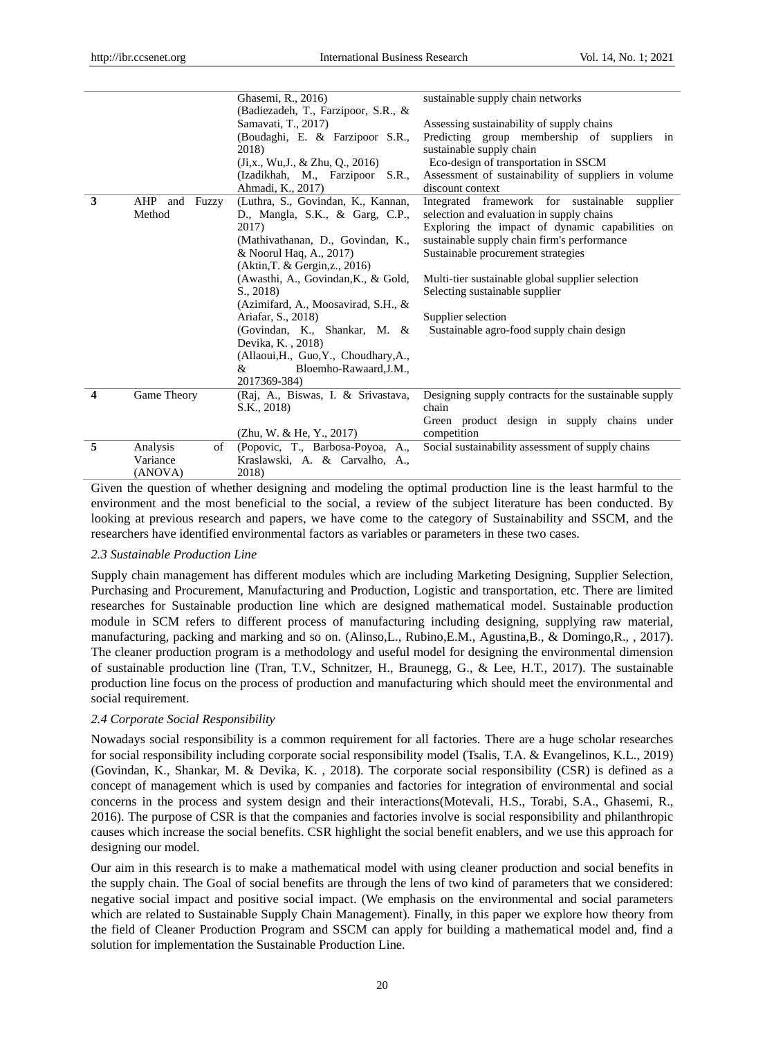| | | | |
|---|---|---|---|
| | | Ghasemi, R., 2016) | sustainable supply chain networks |
| | | (Badiezadeh, T., Farzipoor, S.R., & Samavati, T., 2017) | Assessing sustainability of supply chains |
| | | (Boudaghi, E. & Farzipoor S.R., 2018) | Predicting group membership of suppliers in sustainable supply chain |
| | | (Ji,x., Wu,J., & Zhu, Q., 2016) | Eco-design of transportation in SSCM |
| | | (Izadikhah, M., Farzipoor S.R., Ahmadi, K., 2017) | Assessment of sustainability of suppliers in volume discount context |
| **3** | AHP and Fuzzy Method | (Luthra, S., Govindan, K., Kannan, D., Mangla, S.K., & Garg, C.P., 2017) | Integrated framework for sustainable supplier selection and evaluation in supply chains |
| | | (Mathivathanan, D., Govindan, K., & Noorul Haq, A., 2017) | Exploring the impact of dynamic capabilities on sustainable supply chain firm's performance |
| | | (Aktin,T. & Gergin,z., 2016) | Sustainable procurement strategies |
| | | (Awasthi, A., Govindan,K., & Gold, S., 2018) | Multi-tier sustainable global supplier selection |
| | | (Azimifard, A., Moosavirad, S.H., & Ariafar, S., 2018) | Selecting sustainable supplier |
| | | (Govindan, K., Shankar, M. & Devika, K. , 2018) | Supplier selection |
| | | (Allaoui,H., Guo,Y., Choudhary,A., & Bloemho-Rawaard,J.M., 2017369-384) | Sustainable agro-food supply chain design |
| **4** | Game Theory | (Raj, A., Biswas, I. & Srivastava, S.K., 2018) | Designing supply contracts for the sustainable supply chain |
| | | (Zhu, W. & He, Y., 2017) | Green product design in supply chains under competition |
| **5** | Analysis of Variance (ANOVA) | (Popovic, T., Barbosa-Poyoa, A., Kraslawski, A. & Carvalho, A., 2018) | Social sustainability assessment of supply chains |

Given the question of whether designing and modeling the optimal production line is the least harmful to the environment and the most beneficial to the social, a review of the subject literature has been conducted. By looking at previous research and papers, we have come to the category of Sustainability and SSCM, and the researchers have identified environmental factors as variables or parameters in these two cases.

### *2.3 Sustainable Production Line*

Supply chain management has different modules which are including Marketing Designing, Supplier Selection, Purchasing and Procurement, Manufacturing and Production, Logistic and transportation, etc. There are limited researches for Sustainable production line which are designed mathematical model. Sustainable production module in SCM refers to different process of manufacturing including designing, supplying raw material, manufacturing, packing and marking and so on. (Alinso,L., Rubino,E.M., Agustina,B., & Domingo,R., , 2017). The cleaner production program is a methodology and useful model for designing the environmental dimension of sustainable production line (Tran, T.V., Schnitzer, H., Braunegg, G., & Lee, H.T., 2017). The sustainable production line focus on the process of production and manufacturing which should meet the environmental and social requirement.

### *2.4 Corporate Social Responsibility*

Nowadays social responsibility is a common requirement for all factories. There are a huge scholar researches for social responsibility including corporate social responsibility model (Tsalis, T.A. & Evangelinos, K.L., 2019) (Govindan, K., Shankar, M. & Devika, K. , 2018). The corporate social responsibility (CSR) is defined as a concept of management which is used by companies and factories for integration of environmental and social concerns in the process and system design and their interactions(Motevali, H.S., Torabi, S.A., Ghasemi, R., 2016). The purpose of CSR is that the companies and factories involve is social responsibility and philanthropic causes which increase the social benefits. CSR highlight the social benefit enablers, and we use this approach for designing our model.

Our aim in this research is to make a mathematical model with using cleaner production and social benefits in the supply chain. The Goal of social benefits are through the lens of two kind of parameters that we considered: negative social impact and positive social impact. (We emphasis on the environmental and social parameters which are related to Sustainable Supply Chain Management). Finally, in this paper we explore how theory from the field of Cleaner Production Program and SSCM can apply for building a mathematical model and, find a solution for implementation the Sustainable Production Line.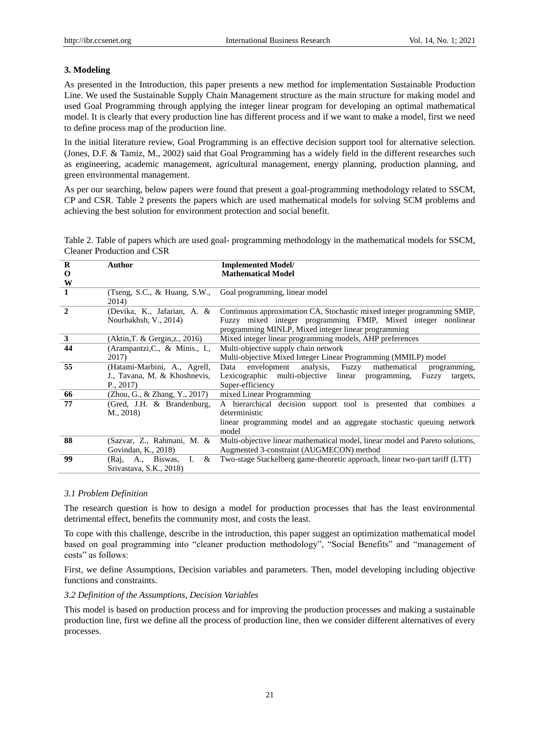## 3. Modeling

As presented in the Introduction, this paper presents a new method for implementation Sustainable Production Line. We used the Sustainable Supply Chain Management structure as the main structure for making model and used Goal Programming through applying the integer linear program for developing an optimal mathematical model. It is clearly that every production line has different process and if we want to make a model, first we need to define process map of the production line.

In the initial literature review, Goal Programming is an effective decision support tool for alternative selection. (Jones, D.F. & Tamiz, M., 2002) said that Goal Programming has a widely field in the different researches such as engineering, academic management, agricultural management, energy planning, production planning, and green environmental management.

As per our searching, below papers were found that present a goal-programming methodology related to SSCM, CP and CSR. Table 2 presents the papers which are used mathematical models for solving SCM problems and achieving the best solution for environment protection and social benefit.

Table 2. Table of papers which are used goal- programming methodology in the mathematical models for SSCM, Cleaner Production and CSR

| ROW | Author | Implemented Model/ Mathematical Model |
|---|---|---|
| 1 | (Tseng, S.C., & Huang, S.W., 2014) | Goal programming, linear model |
| 2 | (Devika, K., Jafarian, A. & Nourbakhsh, V., 2014) | Continuous approximation CA, Stochastic mixed integer programming SMIP, Fuzzy mixed integer programming FMIP, Mixed integer nonlinear programming MINLP, Mixed integer linear programming |
| 3 | (Aktin,T. & Gergin,z., 2016) | Mixed integer linear programming models, AHP preferences |
| 44 | (Arampantzi,C., & Minis., I., 2017) | Multi-objective supply chain network<br>Multi-objective Mixed Integer Linear Programming (MMILP) model |
| 55 | (Hatami-Marbini, A., Agrell, J., Tavana, M. & Khoshnevis, P., 2017) | Data envelopment analysis, Fuzzy mathematical programming, Lexicographic multi-objective linear programming, Fuzzy targets, Super-efficiency |
| 66 | (Zhou, G., & Zhang, Y., 2017) | mixed Linear Programming |
| 77 | (Gred, J.H. & Brandenburg, M., 2018) | A hierarchical decision support tool is presented that combines a deterministic<br>linear programming model and an aggregate stochastic queuing network model |
| 88 | (Sazvar, Z., Rahmani, M. & Govindan, K., 2018) | Multi-objective linear mathematical model, linear model and Pareto solutions, Augmented 3-constraint (AUGMECON) method |
| 99 | (Raj, A., Biswas, I. & Srivastava, S.K., 2018) | Two-stage Stackelberg game-theoretic approach, linear two-part tariff (LTT) |

### *3.1 Problem Definition*

The research question is how to design a model for production processes that has the least environmental detrimental effect, benefits the community most, and costs the least.

To cope with this challenge, describe in the introduction, this paper suggest an optimization mathematical model based on goal programming into "cleaner production methodology", "Social Benefits" and "management of costs" as follows:

First, we define Assumptions, Decision variables and parameters. Then, model developing including objective functions and constraints.

### *3.2 Definition of the Assumptions, Decision Variables*

This model is based on production process and for improving the production processes and making a sustainable production line, first we define all the process of production line, then we consider different alternatives of every processes.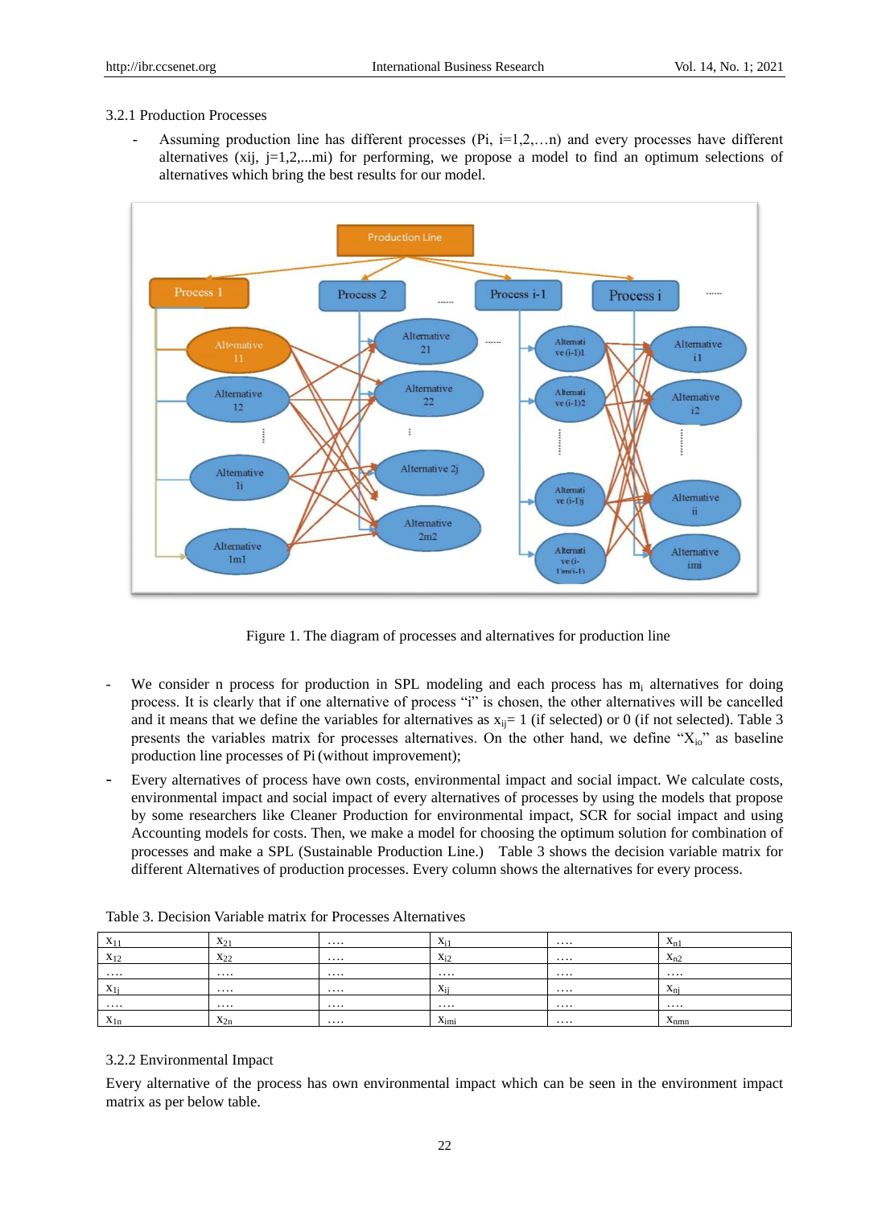3.2.1 Production Processes

- Assuming production line has different processes (Pi, i=1,2,…n) and every processes have different alternatives (xij, j=1,2,...mi) for performing, we propose a model to find an optimum selections of alternatives which bring the best results for our model.

Figure 1. The diagram of processes and alternatives for production line

- We consider n process for production in SPL modeling and each process has $m_i$ alternatives for doing process. It is clearly that if one alternative of process "i" is chosen, the other alternatives will be cancelled and it means that we define the variables for alternatives as $x_{ij}= 1$ (if selected) or 0 (if not selected). Table 3 presents the variables matrix for processes alternatives. On the other hand, we define "$X_{io}$" as baseline production line processes of Pi (without improvement);
- Every alternatives of process have own costs, environmental impact and social impact. We calculate costs, environmental impact and social impact of every alternatives of processes by using the models that propose by some researchers like Cleaner Production for environmental impact, SCR for social impact and using Accounting models for costs. Then, we make a model for choosing the optimum solution for combination of processes and make a SPL (Sustainable Production Line.) Table 3 shows the decision variable matrix for different Alternatives of production processes. Every column shows the alternatives for every process.

Table 3. Decision Variable matrix for Processes Alternatives

| $x_{11}$ | $x_{21}$ | …. | $x_{i1}$ | …. | $x_{n1}$ |
|---|---|---|---|---|---|
| $x_{12}$ | $x_{22}$ | …. | $x_{i2}$ | …. | $x_{n2}$ |
| …. | …. | …. | …. | …. | …. |
| $x_{1j}$ | …. | …. | $x_{ij}$ | …. | $x_{nj}$ |
| …. | …. | …. | …. | …. | …. |
| $x_{1n}$ | $x_{2n}$ | …. | $x_{imi}$ | …. | $x_{nmn}$ |

3.2.2 Environmental Impact

Every alternative of the process has own environmental impact which can be seen in the environment impact matrix as per below table.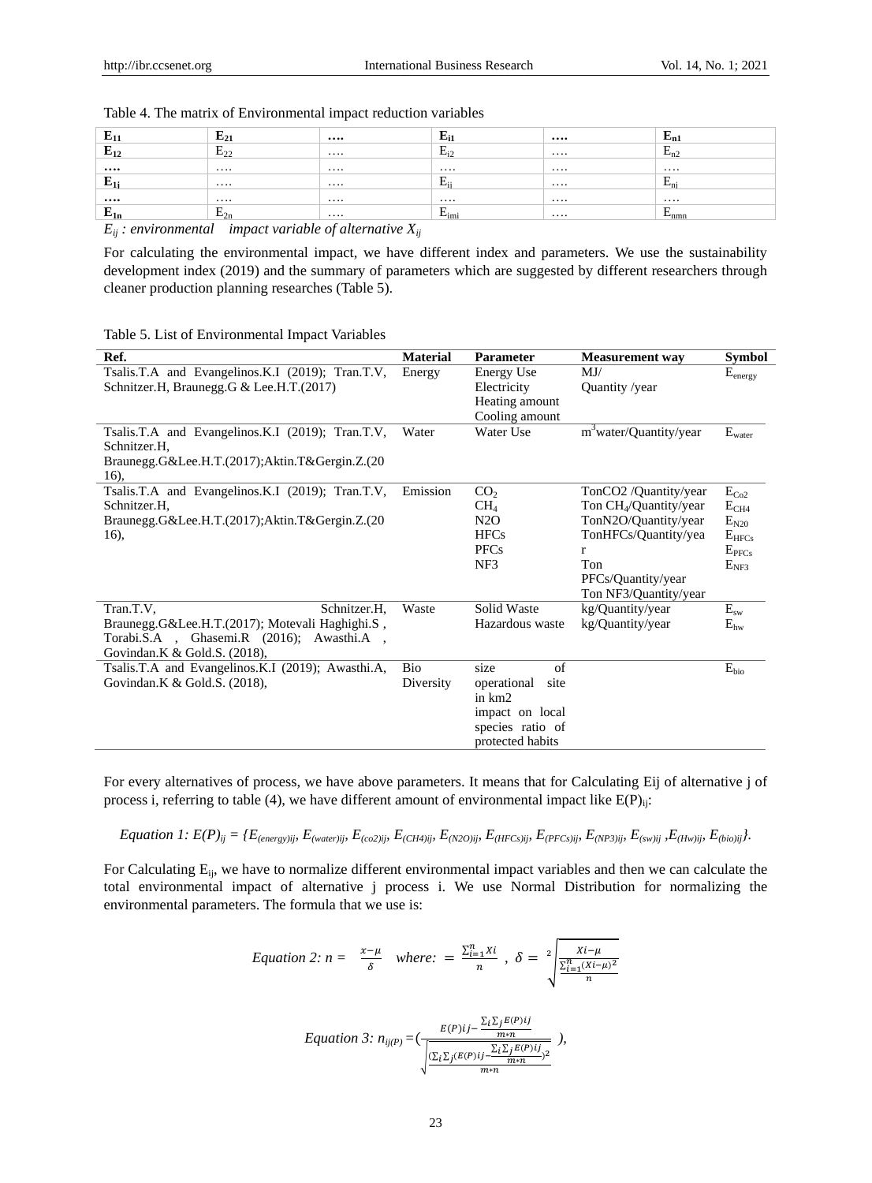Table 4. The matrix of Environmental impact reduction variables

| $E_{11}$ | $E_{21}$ | …. | $E_{i1}$ | …. | $E_{n1}$ |
|---|---|---|---|---|---|
| $E_{12}$ | $E_{22}$ | …. | $E_{i2}$ | …. | $E_{n2}$ |
| …. | …. | …. | …. | …. | …. |
| $E_{1j}$ | …. | …. | $E_{ij}$ | …. | $E_{nj}$ |
| …. | …. | …. | …. | …. | …. |
| $E_{1n}$ | $E_{2n}$ | …. | $E_{imi}$ | …. | $E_{nmn}$ |

*$E_{ij}$ : environmental impact variable of alternative $X_{ij}$*

For calculating the environmental impact, we have different index and parameters. We use the sustainability development index (2019) and the summary of parameters which are suggested by different researchers through cleaner production planning researches (Table 5).

Table 5. List of Environmental Impact Variables

| Ref. | Material | Parameter | Measurement way | Symbol |
|---|---|---|---|---|
| Tsalis.T.A and Evangelinos.K.I (2019); Tran.T.V, Schnitzer.H, Braunegg.G & Lee.H.T.(2017) | Energy | Energy Use<br>Electricity<br>Heating amount<br>Cooling amount | MJ/<br>Quantity /year | $E_{energy}$ |
| Tsalis.T.A and Evangelinos.K.I (2019); Tran.T.V, Schnitzer.H, Braunegg.G&Lee.H.T.(2017);Aktin.T&Gergin.Z.(2016), | Water | Water Use | $m^3$water/Quantity/year | $E_{water}$ |
| Tsalis.T.A and Evangelinos.K.I (2019); Tran.T.V, Schnitzer.H, Braunegg.G&Lee.H.T.(2017);Aktin.T&Gergin.Z.(2016), | Emission | $CO_2$<br>$CH_4$<br>N2O<br>HFCs<br>PFCs<br>NF3 | TonCO2 /Quantity/year<br>Ton $CH_4$/Quantity/year<br>TonN2O/Quantity/year<br>TonHFCs/Quantity/year<br>Ton PFCs/Quantity/year<br>Ton NF3/Quantity/year | $E_{Co2}$<br>$E_{CH4}$<br>$E_{N20}$<br>$E_{HFCs}$<br>$E_{PFCs}$<br>$E_{NF3}$ |
| Tran.T.V, Schnitzer.H, Braunegg.G&Lee.H.T.(2017); Motevali Haghighi.S , Torabi.S.A , Ghasemi.R (2016); Awasthi.A , Govindan.K & Gold.S. (2018), | Waste | Solid Waste<br>Hazardous waste | kg/Quantity/year<br>kg/Quantity/year | $E_{sw}$<br>$E_{hw}$ |
| Tsalis.T.A and Evangelinos.K.I (2019); Awasthi.A, Govindan.K & Gold.S. (2018), | Bio Diversity | size of operational site in km2<br>impact on local species ratio of protected habits | | $E_{bio}$ |

For every alternatives of process, we have above parameters. It means that for Calculating Eij of alternative j of process i, referring to table (4), we have different amount of environmental impact like $E(P)_{ij}$:

*Equation 1:* $E(P)_{ij} = \{E_{(energy)ij}, E_{(water)ij}, E_{(co2)ij}, E_{(CH4)ij}, E_{(N2O)ij}, E_{(HFCs)ij}, E_{(PFCs)ij}, E_{(NP3)ij}, E_{(sw)ij}, E_{(Hw)ij}, E_{(bio)ij}\}$.

For Calculating $E_{ij}$, we have to normalize different environmental impact variables and then we can calculate the total environmental impact of alternative j process i. We use Normal Distribution for normalizing the environmental parameters. The formula that we use is:

$$\text{Equation 2: } n = \frac{x-\mu}{\delta} \quad \text{where: } = \frac{\sum_{i=1}^{n} Xi}{n} \ , \ \delta = \sqrt[2]{\frac{Xi-\mu}{\frac{\sum_{i=1}^{n}(Xi-\mu)^2}{n}}}$$

$$\text{Equation 3: } n_{ij(P)} = \left(\frac{E(P)ij - \frac{\sum_i \sum_j E(P)ij}{m*n}}{\sqrt{\frac{(\sum_i \sum_j (E(P)ij - \frac{\sum_i \sum_j E(P)ij}{m*n})^2}{m*n}}}\right),$$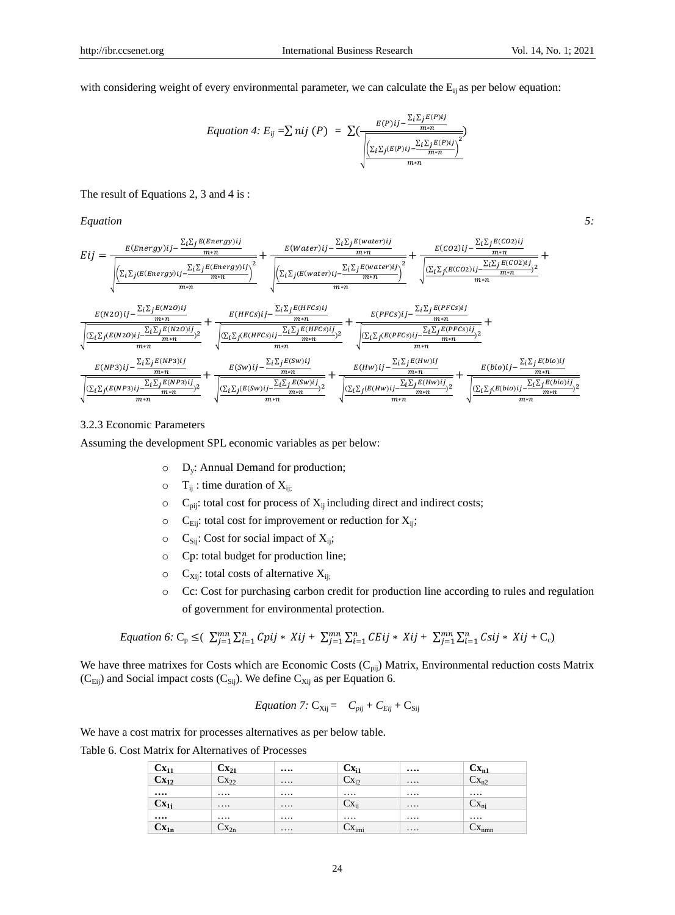with considering weight of every environmental parameter, we can calculate the $E_{ij}$ as per below equation:

$$\textit{Equation 4: } E_{ij} = \sum nij\ (P) \ = \ \sum\left(\frac{E(P)ij - \frac{\sum_i \sum_j E(P)ij}{m*n}}{\sqrt{\frac{\left(\sum_i \sum_j (E(P)ij - \frac{\sum_i \sum_j E(P)ij}{m*n}\right)^2}{m*n}}}\right)$$

The result of Equations 2, 3 and 4 is :

*Equation 5:*

$$Eij = \frac{E(Energy)ij - \frac{\sum_i \sum_j E(Energy)ij}{m*n}}{\sqrt{\frac{\left(\sum_i \sum_j (E(Energy)ij - \frac{\sum_i \sum_j E(Energy)ij}{m*n}\right)^2}{m*n}}} + \frac{E(Water)ij - \frac{\sum_i \sum_j E(water)ij}{m*n}}{\sqrt{\frac{\left(\sum_i \sum_j (E(water)ij - \frac{\sum_i \sum_j E(water)ij}{m*n}\right)^2}{m*n}}} + \frac{E(CO2)ij - \frac{\sum_i \sum_j E(CO2)ij}{m*n}}{\sqrt{\frac{(\sum_i \sum_j (E(CO2)ij - \frac{\sum_i \sum_j E(CO2)ij}{m*n})^2}{m*n}}} +$$

$$\frac{E(N2O)ij - \frac{\sum_i \sum_j E(N2O)ij}{m*n}}{\sqrt{\frac{(\sum_i \sum_j (E(N2O)ij - \frac{\sum_i \sum_j E(N2O)ij}{m*n})^2}{m*n}}} + \frac{E(HFCs)ij - \frac{\sum_i \sum_j E(HFCs)ij}{m*n}}{\sqrt{\frac{(\sum_i \sum_j (E(HFCs)ij - \frac{\sum_i \sum_j E(HFCs)ij}{m*n})^2}{m*n}}} + \frac{E(PFCs)ij - \frac{\sum_i \sum_j E(PFCs)ij}{m*n}}{\sqrt{\frac{(\sum_i \sum_j (E(PFCs)ij - \frac{\sum_i \sum_j E(PFCs)ij}{m*n})^2}{m*n}}} +$$

$$\frac{E(NP3)ij - \frac{\sum_i \sum_j E(NP3)ij}{m*n}}{\sqrt{\frac{(\sum_i \sum_j (E(NP3)ij - \frac{\sum_i \sum_j E(NP3)ij}{m*n})^2}{m*n}}} + \frac{E(Sw)ij - \frac{\sum_i \sum_j E(Sw)ij}{m*n}}{\sqrt{\frac{(\sum_i \sum_j (E(Sw)ij - \frac{\sum_i \sum_j E(Sw)ij}{m*n})^2}{m*n}}} + \frac{E(Hw)ij - \frac{\sum_i \sum_j E(Hw)ij}{m*n}}{\sqrt{\frac{(\sum_i \sum_j (E(Hw)ij - \frac{\sum_i \sum_j E(Hw)ij}{m*n})^2}{m*n}}} + \frac{E(bio)ij - \frac{\sum_i \sum_j E(bio)ij}{m*n}}{\sqrt{\frac{(\sum_i \sum_j (E(bio)ij - \frac{\sum_i \sum_j E(bio)ij}{m*n})^2}{m*n}}}$$

### 3.2.3 Economic Parameters

Assuming the development SPL economic variables as per below:

- $D_y$: Annual Demand for production;
- $T_{ij}$ : time duration of $X_{ij;}$
- $C_{pij}$: total cost for process of $X_{ij}$ including direct and indirect costs;
- $C_{Eij}$: total cost for improvement or reduction for $X_{ij}$;
- $C_{Sij}$: Cost for social impact of $X_{ij}$;
- Cp: total budget for production line;
- $C_{Xij}$: total costs of alternative $X_{ij;}$
- Cc: Cost for purchasing carbon credit for production line according to rules and regulation of government for environmental protection.

$$\textit{Equation 6: } C_p \leq \left( \sum_{j=1}^{mn} \sum_{i=1}^{n} Cpij * Xij + \sum_{j=1}^{mn} \sum_{i=1}^{n} CEij * Xij + \sum_{j=1}^{mn} \sum_{i=1}^{n} Csij * Xij + C_c \right)$$

We have three matrixes for Costs which are Economic Costs ($C_{pij}$) Matrix, Environmental reduction costs Matrix ($C_{Eij}$) and Social impact costs ($C_{Sij}$). We define $C_{Xij}$ as per Equation 6.

$$\textit{Equation 7: } C_{Xij} = C_{pij} + C_{Eij} + C_{Sij}$$

We have a cost matrix for processes alternatives as per below table.

Table 6. Cost Matrix for Alternatives of Processes

| $Cx_{11}$ | $Cx_{21}$ | …. | $Cx_{i1}$ | …. | $Cx_{n1}$ |
|---|---|---|---|---|---|
| $Cx_{12}$ | $Cx_{22}$ | …. | $Cx_{i2}$ | …. | $Cx_{n2}$ |
| …. | …. | …. | …. | …. | …. |
| $Cx_{1j}$ | …. | …. | $Cx_{ij}$ | …. | $Cx_{nj}$ |
| …. | …. | …. | …. | …. | …. |
| $Cx_{1n}$ | $Cx_{2n}$ | …. | $Cx_{imi}$ | …. | $Cx_{nmn}$ |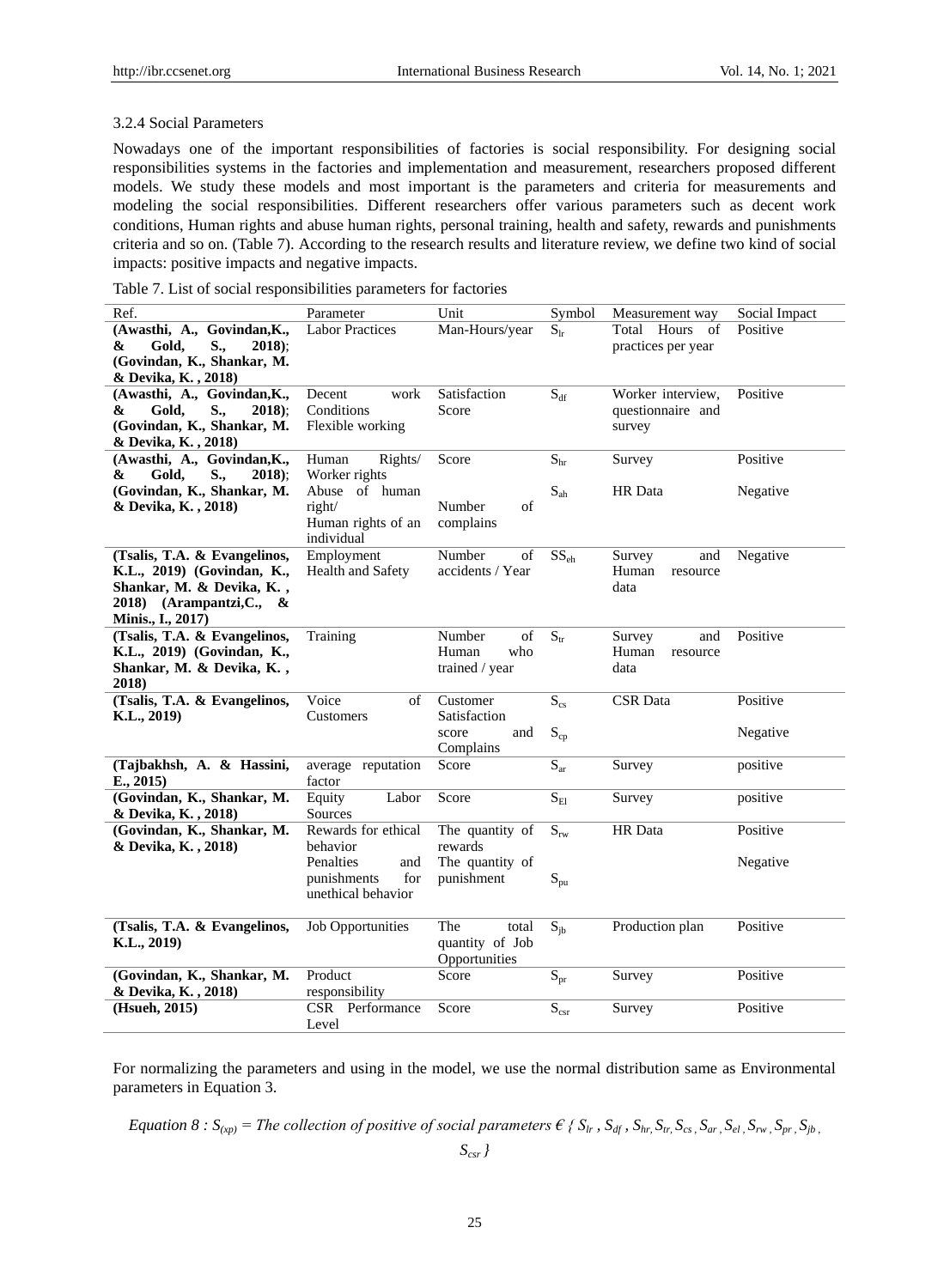### 3.2.4 Social Parameters

Nowadays one of the important responsibilities of factories is social responsibility. For designing social responsibilities systems in the factories and implementation and measurement, researchers proposed different models. We study these models and most important is the parameters and criteria for measurements and modeling the social responsibilities. Different researchers offer various parameters such as decent work conditions, Human rights and abuse human rights, personal training, health and safety, rewards and punishments criteria and so on. (Table 7). According to the research results and literature review, we define two kind of social impacts: positive impacts and negative impacts.

Table 7. List of social responsibilities parameters for factories

| Ref. | Parameter | Unit | Symbol | Measurement way | Social Impact |
|---|---|---|---|---|---|
| **(Awasthi, A., Govindan,K., & Gold, S., 2018); (Govindan, K., Shankar, M. & Devika, K. , 2018)** | Labor Practices | Man-Hours/year | $S_{lr}$ | Total Hours of practices per year | Positive |
| **(Awasthi, A., Govindan,K., & Gold, S., 2018); (Govindan, K., Shankar, M. & Devika, K. , 2018)** | Decent work Conditions Flexible working | Satisfaction Score | $S_{df}$ | Worker interview, questionnaire and survey | Positive |
| **(Awasthi, A., Govindan,K., & Gold, S., 2018); (Govindan, K., Shankar, M. & Devika, K. , 2018)** | Human Rights/ Worker rights | Score | $S_{hr}$ | Survey | Positive |
| | Abuse of human right/ Human rights of an individual | Number of complains | $S_{ah}$ | HR Data | Negative |
| **(Tsalis, T.A. & Evangelinos, K.L., 2019) (Govindan, K., Shankar, M. & Devika, K. , 2018) (Arampantzi,C., & Minis., I., 2017)** | Employment Health and Safety | Number of accidents / Year | $SS_{eh}$ | Survey and Human resource data | Negative |
| **(Tsalis, T.A. & Evangelinos, K.L., 2019) (Govindan, K., Shankar, M. & Devika, K. , 2018)** | Training | Number of Human who trained / year | $S_{tr}$ | Survey and Human resource data | Positive |
| **(Tsalis, T.A. & Evangelinos, K.L., 2019)** | Voice of Customers | Customer Satisfaction score | $S_{cs}$ | CSR Data | Positive |
| | | and Complains | $S_{cp}$ | | Negative |
| **(Tajbakhsh, A. & Hassini, E., 2015)** | average reputation factor | Score | $S_{ar}$ | Survey | positive |
| **(Govindan, K., Shankar, M. & Devika, K. , 2018)** | Equity Labor Sources | Score | $S_{El}$ | Survey | positive |
| **(Govindan, K., Shankar, M. & Devika, K. , 2018)** | Rewards for ethical behavior | The quantity of rewards | $S_{rw}$ | HR Data | Positive |
| | Penalties and punishments for unethical behavior | The quantity of punishment | $S_{pu}$ | | Negative |
| **(Tsalis, T.A. & Evangelinos, K.L., 2019)** | Job Opportunities | The total quantity of Job Opportunities | $S_{jb}$ | Production plan | Positive |
| **(Govindan, K., Shankar, M. & Devika, K. , 2018)** | Product responsibility | Score | $S_{pr}$ | Survey | Positive |
| **(Hsueh, 2015)** | CSR Performance Level | Score | $S_{csr}$ | Survey | Positive |

For normalizing the parameters and using in the model, we use the normal distribution same as Environmental parameters in Equation 3.

*Equation 8 :* $S_{(xp)}$ *= The collection of positive of social parameters* $\in \{ S_{lr}, S_{df}, S_{hr}, S_{tr}, S_{cs}, S_{ar}, S_{el}, S_{rw}, S_{pr}, S_{jb}, S_{csr} \}$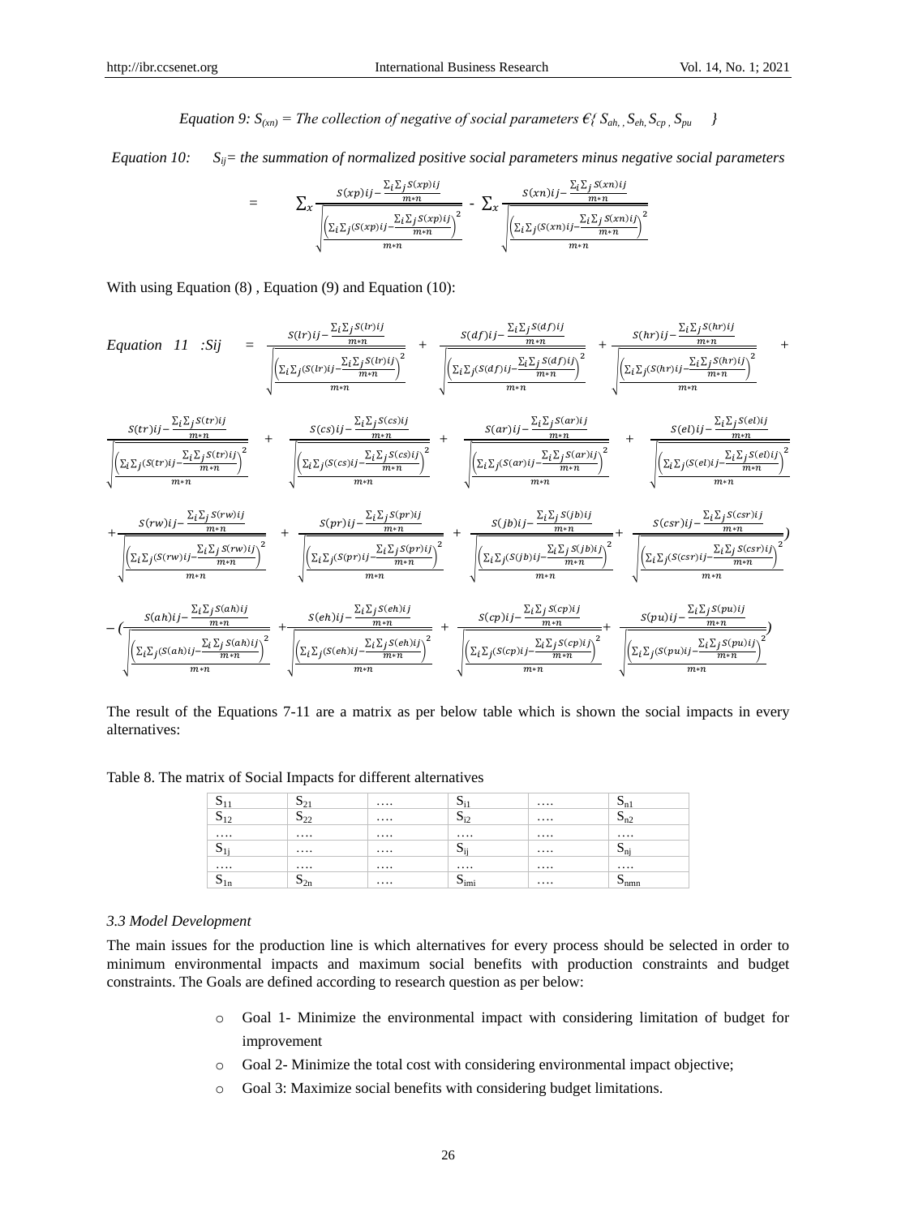*Equation 9:* $S_{(xn)}$ = *The collection of negative of social parameters* $\in\{S_{ah}, S_{eh}, S_{cp}, S_{pu}\}$

*Equation 10:* $S_{ij}$ = *the summation of normalized positive social parameters minus negative social parameters*

$$= \sum_x \frac{S(xp)ij - \frac{\sum_i \sum_j S(xp)ij}{m*n}}{\sqrt{\frac{\left(\sum_i \sum_j (S(xp)ij - \frac{\sum_i \sum_j S(xp)ij}{m*n}\right)^2}{m*n}}} - \sum_x \frac{S(xn)ij - \frac{\sum_i \sum_j S(xn)ij}{m*n}}{\sqrt{\frac{\left(\sum_i \sum_j (S(xn)ij - \frac{\sum_i \sum_j S(xn)ij}{m*n}\right)^2}{m*n}}}$$

With using Equation (8) , Equation (9) and Equation (10):

*Equation 11 :Sij* =

$$\frac{S(lr)ij - \frac{\sum_i \sum_j S(lr)ij}{m*n}}{\sqrt{\frac{\left(\sum_i \sum_j (S(lr)ij - \frac{\sum_i \sum_j S(lr)ij}{m*n}\right)^2}{m*n}}} + \frac{S(df)ij - \frac{\sum_i \sum_j S(df)ij}{m*n}}{\sqrt{\frac{\left(\sum_i \sum_j (S(df)ij - \frac{\sum_i \sum_j S(df)ij}{m*n}\right)^2}{m*n}}} + \frac{S(hr)ij - \frac{\sum_i \sum_j S(hr)ij}{m*n}}{\sqrt{\frac{\left(\sum_i \sum_j (S(hr)ij - \frac{\sum_i \sum_j S(hr)ij}{m*n}\right)^2}{m*n}}} +$$

$$\frac{S(tr)ij - \frac{\sum_i \sum_j S(tr)ij}{m*n}}{\sqrt{\frac{\left(\sum_i \sum_j (S(tr)ij - \frac{\sum_i \sum_j S(tr)ij}{m*n}\right)^2}{m*n}}} + \frac{S(cs)ij - \frac{\sum_i \sum_j S(cs)ij}{m*n}}{\sqrt{\frac{\left(\sum_i \sum_j (S(cs)ij - \frac{\sum_i \sum_j S(cs)ij}{m*n}\right)^2}{m*n}}} + \frac{S(ar)ij - \frac{\sum_i \sum_j S(ar)ij}{m*n}}{\sqrt{\frac{\left(\sum_i \sum_j (S(ar)ij - \frac{\sum_i \sum_j S(ar)ij}{m*n}\right)^2}{m*n}}} + \frac{S(el)ij - \frac{\sum_i \sum_j S(el)ij}{m*n}}{\sqrt{\frac{\left(\sum_i \sum_j (S(el)ij - \frac{\sum_i \sum_j S(el)ij}{m*n}\right)^2}{m*n}}}$$

$$+ \frac{S(rw)ij - \frac{\sum_i \sum_j S(rw)ij}{m*n}}{\sqrt{\frac{\left(\sum_i \sum_j (S(rw)ij - \frac{\sum_i \sum_j S(rw)ij}{m*n}\right)^2}{m*n}}} + \frac{S(pr)ij - \frac{\sum_i \sum_j S(pr)ij}{m*n}}{\sqrt{\frac{\left(\sum_i \sum_j (S(pr)ij - \frac{\sum_i \sum_j S(pr)ij}{m*n}\right)^2}{m*n}}} + \frac{S(jb)ij - \frac{\sum_i \sum_j S(jb)ij}{m*n}}{\sqrt{\frac{\left(\sum_i \sum_j (S(jb)ij - \frac{\sum_i \sum_j S(jb)ij}{m*n}\right)^2}{m*n}}} + \frac{S(csr)ij - \frac{\sum_i \sum_j S(csr)ij}{m*n}}{\sqrt{\frac{\left(\sum_i \sum_j (S(csr)ij - \frac{\sum_i \sum_j S(csr)ij}{m*n}\right)^2}{m*n}}} )$$

$$-\left( \frac{S(ah)ij - \frac{\sum_i \sum_j S(ah)ij}{m*n}}{\sqrt{\frac{\left(\sum_i \sum_j (S(ah)ij - \frac{\sum_i \sum_j S(ah)ij}{m*n}\right)^2}{m*n}}} + \frac{S(eh)ij - \frac{\sum_i \sum_j S(eh)ij}{m*n}}{\sqrt{\frac{\left(\sum_i \sum_j (S(eh)ij - \frac{\sum_i \sum_j S(eh)ij}{m*n}\right)^2}{m*n}}} + \frac{S(cp)ij - \frac{\sum_i \sum_j S(cp)ij}{m*n}}{\sqrt{\frac{\left(\sum_i \sum_j (S(cp)ij - \frac{\sum_i \sum_j S(cp)ij}{m*n}\right)^2}{m*n}}} + \frac{S(pu)ij - \frac{\sum_i \sum_j S(pu)ij}{m*n}}{\sqrt{\frac{\left(\sum_i \sum_j (S(pu)ij - \frac{\sum_i \sum_j S(pu)ij}{m*n}\right)^2}{m*n}}} \right)$$

The result of the Equations 7-11 are a matrix as per below table which is shown the social impacts in every alternatives:

Table 8. The matrix of Social Impacts for different alternatives

| $S_{11}$ | $S_{21}$ | …. | $S_{i1}$ | …. | $S_{n1}$ |
|---|---|---|---|---|---|
| $S_{12}$ | $S_{22}$ | …. | $S_{i2}$ | …. | $S_{n2}$ |
| …. | …. | …. | …. | …. | …. |
| $S_{1j}$ | …. | …. | $S_{ij}$ | …. | $S_{nj}$ |
| …. | …. | …. | …. | …. | …. |
| $S_{1n}$ | $S_{2n}$ | …. | $S_{imi}$ | …. | $S_{nmn}$ |

### *3.3 Model Development*

The main issues for the production line is which alternatives for every process should be selected in order to minimum environmental impacts and maximum social benefits with production constraints and budget constraints. The Goals are defined according to research question as per below:

- Goal 1- Minimize the environmental impact with considering limitation of budget for improvement
- Goal 2- Minimize the total cost with considering environmental impact objective;
- Goal 3: Maximize social benefits with considering budget limitations.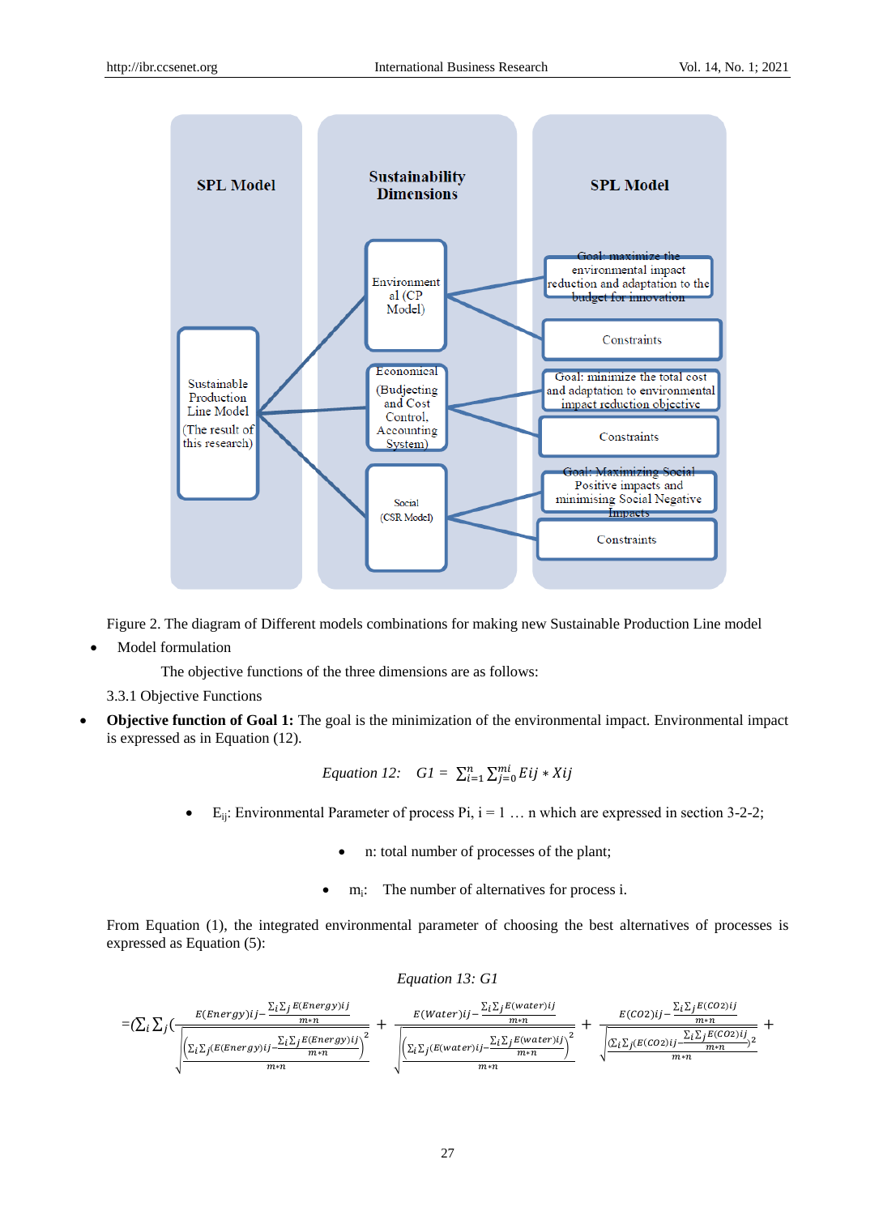Figure 2. The diagram of Different models combinations for making new Sustainable Production Line model

- Model formulation

The objective functions of the three dimensions are as follows:

3.3.1 Objective Functions

- **Objective function of Goal 1:** The goal is the minimization of the environmental impact. Environmental impact is expressed as in Equation (12).

$$\text{Equation 12:} \quad G1 = \sum_{i=1}^{n} \sum_{j=0}^{mi} Eij * Xij$$

- $E_{ij}$: Environmental Parameter of process Pi, i = 1 … n which are expressed in section 3-2-2;
- n: total number of processes of the plant;
- $m_i$: The number of alternatives for process i.

From Equation (1), the integrated environmental parameter of choosing the best alternatives of processes is expressed as Equation (5):

*Equation 13: G1*

$$=(\sum_i \sum_j ( \frac{E(Energy)ij - \frac{\sum_i \sum_j E(Energy)ij}{m*n}}{\sqrt{\frac{\left(\sum_i \sum_j (E(Energy)ij - \frac{\sum_i \sum_j E(Energy)ij}{m*n}\right)^2}{m*n}}} + \frac{E(Water)ij - \frac{\sum_i \sum_j E(water)ij}{m*n}}{\sqrt{\frac{\left(\sum_i \sum_j (E(water)ij - \frac{\sum_i \sum_j E(water)ij}{m*n}\right)^2}{m*n}}} + \frac{E(CO2)ij - \frac{\sum_i \sum_j E(CO2)ij}{m*n}}{\sqrt{\frac{(\sum_i \sum_j (E(CO2)ij - \frac{\sum_i \sum_j E(CO2)ij}{m*n})^2}{m*n}}} +$$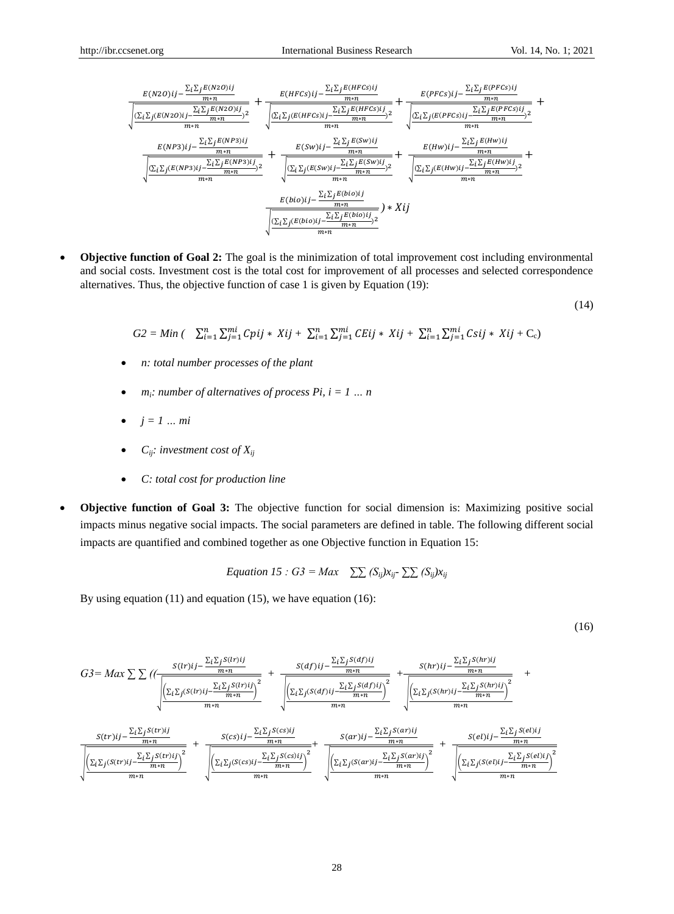$$\frac{E(N2O)ij-\frac{\sum_i\sum_j E(N2O)ij}{m*n}}{\sqrt{\frac{(\sum_i\sum_j(E(N2O)ij-\frac{\sum_i\sum_j E(N2O)ij}{m*n})^2}{m*n}}}+\frac{E(HFCs)ij-\frac{\sum_i\sum_j E(HFCs)ij}{m*n}}{\sqrt{\frac{(\sum_i\sum_j(E(HFCs)ij-\frac{\sum_i\sum_j E(HFCs)ij}{m*n})^2}{m*n}}}+\frac{E(PFCs)ij-\frac{\sum_i\sum_j E(PFCs)ij}{m*n}}{\sqrt{\frac{(\sum_i\sum_j(E(PFCs)ij-\frac{\sum_i\sum_j E(PFCs)ij}{m*n})^2}{m*n}}}+$$

$$\frac{E(NP3)ij-\frac{\sum_i\sum_j E(NP3)ij}{m*n}}{\sqrt{\frac{(\sum_i\sum_j(E(NP3)ij-\frac{\sum_i\sum_j E(NP3)ij}{m*n})^2}{m*n}}}+\frac{E(Sw)ij-\frac{\sum_i\sum_j E(Sw)ij}{m*n}}{\sqrt{\frac{(\sum_i\sum_j(E(Sw)ij-\frac{\sum_i\sum_j E(Sw)ij}{m*n})^2}{m*n}}}+\frac{E(Hw)ij-\frac{\sum_i\sum_j E(Hw)ij}{m*n}}{\sqrt{\frac{(\sum_i\sum_j(E(Hw)ij-\frac{\sum_i\sum_j E(Hw)ij}{m*n})^2}{m*n}}}+$$

$$\frac{E(bio)ij-\frac{\sum_i\sum_j E(bio)ij}{m*n}}{\sqrt{\frac{(\sum_i\sum_j(E(bio)ij-\frac{\sum_i\sum_j E(bio)ij}{m*n})^2}{m*n}}})*Xij$$

- **Objective function of Goal 2:** The goal is the minimization of total improvement cost including environmental and social costs. Investment cost is the total cost for improvement of all processes and selected correspondence alternatives. Thus, the objective function of case 1 is given by Equation (19):

(14)

$$G2 = Min\ (\ \sum_{i=1}^{n}\sum_{j=1}^{mi} Cpij * Xij + \sum_{i=1}^{n}\sum_{j=1}^{mi} CEij * Xij + \sum_{i=1}^{n}\sum_{j=1}^{mi} Csij * Xij + C_c)$$

- *n: total number processes of the plant*
- *$m_i$: number of alternatives of process Pi, i = 1 … n*
- *j = 1 … mi*
- *$C_{ij}$: investment cost of $X_{ij}$*
- *C: total cost for production line*

- **Objective function of Goal 3:** The objective function for social dimension is: Maximizing positive social impacts minus negative social impacts. The social parameters are defined in table. The following different social impacts are quantified and combined together as one Objective function in Equation 15:

*Equation 15 : $G3 = Max\ \ \sum\sum (S_{ij})x_{ij} - \sum\sum (S_{ij})x_{ij}$*

By using equation (11) and equation (15), we have equation (16):

(16)

$$G3= Max \sum\sum ((\frac{S(lr)ij-\frac{\sum_i\sum_j S(lr)ij}{m*n}}{\sqrt{\frac{\left(\sum_i\sum_j(S(lr)ij-\frac{\sum_i\sum_j S(lr)ij}{m*n}\right)^2}{m*n}}}+\frac{S(df)ij-\frac{\sum_i\sum_j S(df)ij}{m*n}}{\sqrt{\frac{\left(\sum_i\sum_j(S(df)ij-\frac{\sum_i\sum_j S(df)ij}{m*n}\right)^2}{m*n}}}+\frac{S(hr)ij-\frac{\sum_i\sum_j S(hr)ij}{m*n}}{\sqrt{\frac{\left(\sum_i\sum_j(S(hr)ij-\frac{\sum_i\sum_j S(hr)ij}{m*n}\right)^2}{m*n}}}+$$

$$\frac{S(tr)ij-\frac{\sum_i\sum_j S(tr)ij}{m*n}}{\sqrt{\frac{\left(\sum_i\sum_j(S(tr)ij-\frac{\sum_i\sum_j S(tr)ij}{m*n}\right)^2}{m*n}}}+\frac{S(cs)ij-\frac{\sum_i\sum_j S(cs)ij}{m*n}}{\sqrt{\frac{\left(\sum_i\sum_j(S(cs)ij-\frac{\sum_i\sum_j S(cs)ij}{m*n}\right)^2}{m*n}}}+\frac{S(ar)ij-\frac{\sum_i\sum_j S(ar)ij}{m*n}}{\sqrt{\frac{\left(\sum_i\sum_j(S(ar)ij-\frac{\sum_i\sum_j S(ar)ij}{m*n}\right)^2}{m*n}}}+\frac{S(el)ij-\frac{\sum_i\sum_j S(el)ij}{m*n}}{\sqrt{\frac{\left(\sum_i\sum_j(S(el)ij-\frac{\sum_i\sum_j S(el)ij}{m*n}\right)^2}{m*n}}}$$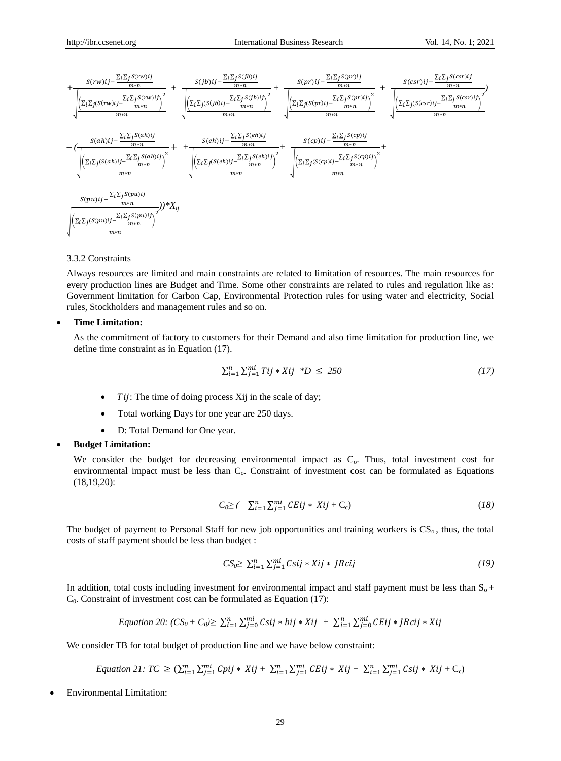$$+\frac{S(rw)ij-\frac{\sum_i\sum_j S(rw)ij}{m*n}}{\sqrt{\frac{\left(\sum_i\sum_j (S(rw)ij-\frac{\sum_i\sum_j S(rw)ij}{m*n}\right)^2}{m*n}}} + \frac{S(jb)ij-\frac{\sum_i\sum_j S(jb)ij}{m*n}}{\sqrt{\frac{\left(\sum_i\sum_j (S(jb)ij-\frac{\sum_i\sum_j S(jb)ij}{m*n}\right)^2}{m*n}}} + \frac{S(pr)ij-\frac{\sum_i\sum_j S(pr)ij}{m*n}}{\sqrt{\frac{\left(\sum_i\sum_j (S(pr)ij-\frac{\sum_i\sum_j S(pr)ij}{m*n}\right)^2}{m*n}}} + \frac{S(csr)ij-\frac{\sum_i\sum_j S(csr)ij}{m*n}}{\sqrt{\frac{\left(\sum_i\sum_j (S(csr)ij-\frac{\sum_i\sum_j S(csr)ij}{m*n}\right)^2}{m*n}}})$$

$$-(\frac{S(ah)ij-\frac{\sum_i\sum_j S(ah)ij}{m*n}}{\sqrt{\frac{\left(\sum_i\sum_j (S(ah)ij-\frac{\sum_i\sum_j S(ah)ij}{m*n}\right)^2}{m*n}}} + +\frac{S(eh)ij-\frac{\sum_i\sum_j S(eh)ij}{m*n}}{\sqrt{\frac{\left(\sum_i\sum_j (S(eh)ij-\frac{\sum_i\sum_j S(eh)ij}{m*n}\right)^2}{m*n}}} + \frac{S(cp)ij-\frac{\sum_i\sum_j S(cp)ij}{m*n}}{\sqrt{\frac{\left(\sum_i\sum_j (S(cp)ij-\frac{\sum_i\sum_j S(cp)ij}{m*n}\right)^2}{m*n}}} +$$

$$\frac{S(pu)ij-\frac{\sum_i\sum_j S(pu)ij}{m*n}}{\sqrt{\frac{\left(\sum_i\sum_j (S(pu)ij-\frac{\sum_i\sum_j S(pu)ij}{m*n}\right)^2}{m*n}}}))*X_{ij}$$

### 3.3.2 Constraints

Always resources are limited and main constraints are related to limitation of resources. The main resources for every production lines are Budget and Time. Some other constraints are related to rules and regulation like as: Government limitation for Carbon Cap, Environmental Protection rules for using water and electricity, Social rules, Stockholders and management rules and so on.

- **Time Limitation:**

  As the commitment of factory to customers for their Demand and also time limitation for production line, we define time constraint as in Equation (17).

$$\sum_{i=1}^{n}\sum_{j=1}^{mi} Tij * Xij \;\; *D \leq 250 \tag{17}$$

  - $Tij$: The time of doing process Xij in the scale of day;
  - Total working Days for one year are 250 days.
  - D: Total Demand for One year.

- **Budget Limitation:**

  We consider the budget for decreasing environmental impact as $C_o$. Thus, total investment cost for environmental impact must be less than $C_o$. Constraint of investment cost can be formulated as Equations (18,19,20):

$$C_0 \geq ( \;\; \sum_{i=1}^{n}\sum_{j=1}^{mi} CEij * Xij + C_c) \tag{18}$$

The budget of payment to Personal Staff for new job opportunities and training workers is $CS_o$, thus, the total costs of staff payment should be less than budget :

$$CS_0 \geq \sum_{i=1}^{n}\sum_{j=1}^{mi} Csij * Xij * JBcij \tag{19}$$

In addition, total costs including investment for environmental impact and staff payment must be less than $S_o + C_0$. Constraint of investment cost can be formulated as Equation (17):

$$\text{Equation 20: } (CS_0 + C_0) \geq \sum_{i=1}^{n}\sum_{j=0}^{mi} Csij * bij * Xij \; + \; \sum_{i=1}^{n}\sum_{j=0}^{mi} CEij * JBcij * Xij$$

We consider TB for total budget of production line and we have below constraint:

$$\text{Equation 21: } TC \geq (\sum_{i=1}^{n}\sum_{j=1}^{mi} Cpij * Xij + \sum_{i=1}^{n}\sum_{j=1}^{mi} CEij * Xij + \sum_{i=1}^{n}\sum_{j=1}^{mi} Csij * Xij + C_c)$$

- Environmental Limitation: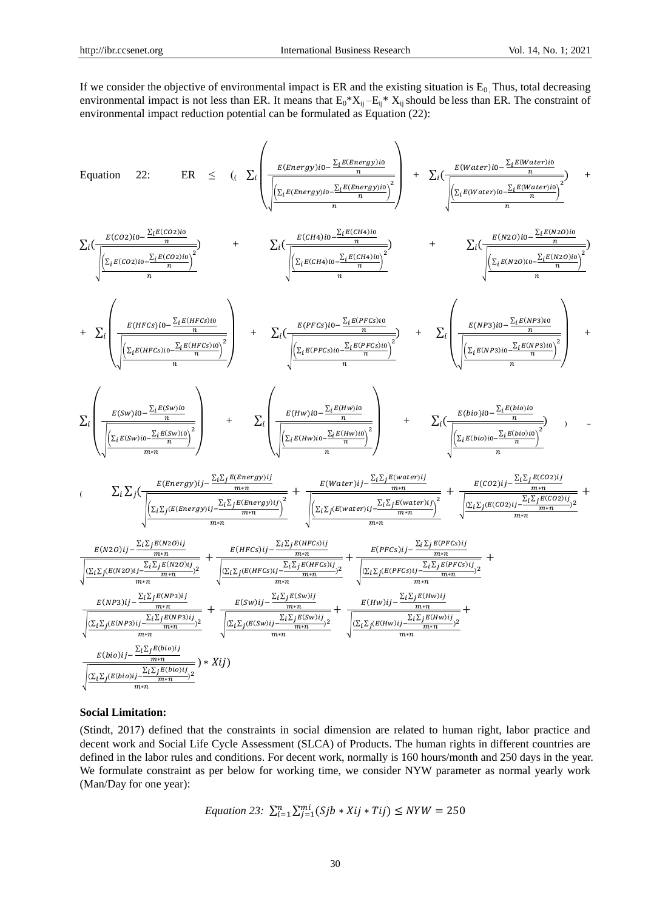If we consider the objective of environmental impact is ER and the existing situation is $E_0$. Thus, total decreasing environmental impact is not less than ER. It means that $E_0*X_{ij} - E_{ij}*X_{ij}$ should be less than ER. The constraint of environmental impact reduction potential can be formulated as Equation (22):

Equation 22:

$$
\begin{aligned}
ER \leq \Bigg( & \sum_i \left( \frac{E(Energy)i0 - \frac{\sum_i E(Energy)i0}{n}}{\sqrt{\frac{\left(\sum_i E(Energy)i0 - \frac{\sum_i E(Energy)i0}{n}\right)^2}{n}}} \right) + \sum_i \left( \frac{E(Water)i0 - \frac{\sum_i E(Water)i0}{n}}{\sqrt{\frac{\left(\sum_i E(Water)i0 - \frac{\sum_i E(Water)i0}{n}\right)^2}{n}}} \right) + \\
& \sum_i \left( \frac{E(CO2)i0 - \frac{\sum_i E(CO2)i0}{n}}{\sqrt{\frac{\left(\sum_i E(CO2)i0 - \frac{\sum_i E(CO2)i0}{n}\right)^2}{n}}} \right) + \sum_i \left( \frac{E(CH4)i0 - \frac{\sum_i E(CH4)i0}{n}}{\sqrt{\frac{\left(\sum_i E(CH4)i0 - \frac{\sum_i E(CH4)i0}{n}\right)^2}{n}}} \right) + \sum_i \left( \frac{E(N2O)i0 - \frac{\sum_i E(N2O)i0}{n}}{\sqrt{\frac{\left(\sum_i E(N2O)i0 - \frac{\sum_i E(N2O)i0}{n}\right)^2}{n}}} \right) \\
& + \sum_i \left( \frac{E(HFCs)i0 - \frac{\sum_i E(HFCs)i0}{n}}{\sqrt{\frac{\left(\sum_i E(HFCs)i0 - \frac{\sum_i E(HFCs)i0}{n}\right)^2}{n}}} \right) + \sum_i \left( \frac{E(PFCs)i0 - \frac{\sum_i E(PFCs)i0}{n}}{\sqrt{\frac{\left(\sum_i E(PFCs)i0 - \frac{\sum_i E(PFCs)i0}{n}\right)^2}{n}}} \right) + \sum_i \left( \frac{E(NP3)i0 - \frac{\sum_i E(NP3)i0}{n}}{\sqrt{\frac{\left(\sum_i E(NP3)i0 - \frac{\sum_i E(NP3)i0}{n}\right)^2}{n}}} \right) + \\
& \sum_i \left( \frac{E(Sw)i0 - \frac{\sum_i E(Sw)i0}{n}}{\sqrt{\frac{\left(\sum_i E(Sw)i0 - \frac{\sum_i E(Sw)i0}{n}\right)^2}{m*n}}} \right) + \sum_i \left( \frac{E(Hw)i0 - \frac{\sum_i E(Hw)i0}{n}}{\sqrt{\frac{\left(\sum_i E(Hw)i0 - \frac{\sum_i E(Hw)i0}{n}\right)^2}{n}}} \right) + \sum_i \left( \frac{E(bio)i0 - \frac{\sum_i E(bio)i0}{n}}{\sqrt{\frac{\left(\sum_i E(bio)i0 - \frac{\sum_i E(bio)i0}{n}\right)^2}{n}}} \right) \Bigg) - \\
\Bigg( & \sum_i \sum_j \Bigg( \frac{E(Energy)ij - \frac{\sum_i \sum_j E(Energy)ij}{m*n}}{\sqrt{\frac{\left(\sum_i \sum_j (E(Energy)ij - \frac{\sum_i \sum_j E(Energy)ij}{m*n}\right)^2}{m*n}}} + \frac{E(Water)ij - \frac{\sum_i \sum_j E(water)ij}{m*n}}{\sqrt{\frac{\left(\sum_i \sum_j (E(water)ij - \frac{\sum_i \sum_j E(water)ij}{m*n}\right)^2}{m*n}}} + \frac{E(CO2)ij - \frac{\sum_i \sum_j E(CO2)ij}{m*n}}{\sqrt{\frac{(\sum_i \sum_j (E(CO2)ij - \frac{\sum_i \sum_j E(CO2)ij}{m*n})^2}{m*n}}} + \\
& \frac{E(N2O)ij - \frac{\sum_i \sum_j E(N2O)ij}{m*n}}{\sqrt{\frac{(\sum_i \sum_j (E(N2O)ij - \frac{\sum_i \sum_j E(N2O)ij}{m*n})^2}{m*n}}} + \frac{E(HFCs)ij - \frac{\sum_i \sum_j E(HFCs)ij}{m*n}}{\sqrt{\frac{(\sum_i \sum_j (E(HFCs)ij - \frac{\sum_i \sum_j E(HFCs)ij}{m*n})^2}{m*n}}} + \frac{E(PFCs)ij - \frac{\sum_i \sum_j E(PFCs)ij}{m*n}}{\sqrt{\frac{(\sum_i \sum_j (E(PFCs)ij - \frac{\sum_i \sum_j E(PFCs)ij}{m*n})^2}{m*n}}} + \\
& \frac{E(NP3)ij - \frac{\sum_i \sum_j E(NP3)ij}{m*n}}{\sqrt{\frac{(\sum_i \sum_j (E(NP3)ij - \frac{\sum_i \sum_j E(NP3)ij}{m*n})^2}{m*n}}} + \frac{E(Sw)ij - \frac{\sum_i \sum_j E(Sw)ij}{m*n}}{\sqrt{\frac{(\sum_i \sum_j (E(Sw)ij - \frac{\sum_i \sum_j E(Sw)ij}{m*n})^2}{m*n}}} + \frac{E(Hw)ij - \frac{\sum_i \sum_j E(Hw)ij}{m*n}}{\sqrt{\frac{(\sum_i \sum_j (E(Hw)ij - \frac{\sum_i \sum_j E(Hw)ij}{m*n})^2}{m*n}}} + \\
& \frac{E(bio)ij - \frac{\sum_i \sum_j E(bio)ij}{m*n}}{\sqrt{\frac{(\sum_i \sum_j (E(bio)ij - \frac{\sum_i \sum_j E(bio)ij}{m*n})^2}{m*n}}} \Bigg) * Xij \Bigg)
\end{aligned}
$$

**Social Limitation:**

(Stindt, 2017) defined that the constraints in social dimension are related to human right, labor practice and decent work and Social Life Cycle Assessment (SLCA) of Products. The human rights in different countries are defined in the labor rules and conditions. For decent work, normally is 160 hours/month and 250 days in the year. We formulate constraint as per below for working time, we consider NYW parameter as normal yearly work (Man/Day for one year):

$$\text{Equation 23: } \sum_{i=1}^{n} \sum_{j=1}^{mi} (Sjb * Xij * Tij) \leq NYW = 250$$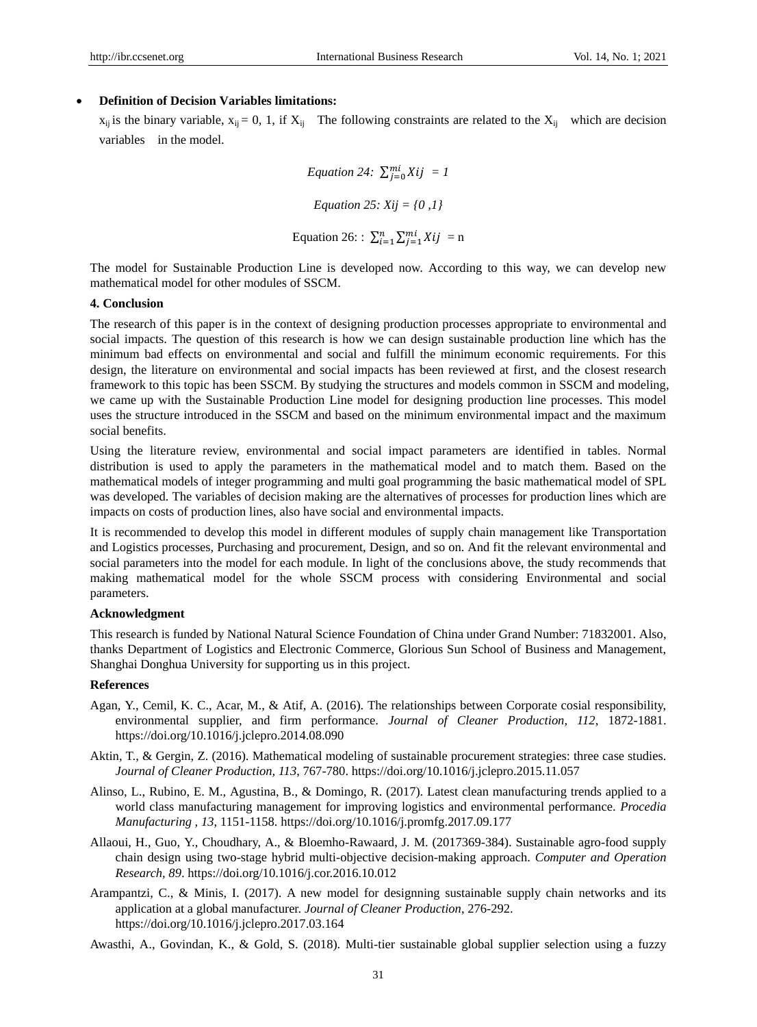- **Definition of Decision Variables limitations:**

  $x_{ij}$ is the binary variable, $x_{ij} = 0, 1$, if $X_{ij}$ The following constraints are related to the $X_{ij}$ which are decision variables in the model.

$$\text{Equation 24: } \sum_{j=0}^{mi} Xij = 1$$

$$\text{Equation 25: } Xij = \{0, 1\}$$

$$\text{Equation 26: : } \sum_{i=1}^{n} \sum_{j=1}^{mi} Xij = n$$

The model for Sustainable Production Line is developed now. According to this way, we can develop new mathematical model for other modules of SSCM.

## 4. Conclusion

The research of this paper is in the context of designing production processes appropriate to environmental and social impacts. The question of this research is how we can design sustainable production line which has the minimum bad effects on environmental and social and fulfill the minimum economic requirements. For this design, the literature on environmental and social impacts has been reviewed at first, and the closest research framework to this topic has been SSCM. By studying the structures and models common in SSCM and modeling, we came up with the Sustainable Production Line model for designing production line processes. This model uses the structure introduced in the SSCM and based on the minimum environmental impact and the maximum social benefits.

Using the literature review, environmental and social impact parameters are identified in tables. Normal distribution is used to apply the parameters in the mathematical model and to match them. Based on the mathematical models of integer programming and multi goal programming the basic mathematical model of SPL was developed. The variables of decision making are the alternatives of processes for production lines which are impacts on costs of production lines, also have social and environmental impacts.

It is recommended to develop this model in different modules of supply chain management like Transportation and Logistics processes, Purchasing and procurement, Design, and so on. And fit the relevant environmental and social parameters into the model for each module. In light of the conclusions above, the study recommends that making mathematical model for the whole SSCM process with considering Environmental and social parameters.

## Acknowledgment

This research is funded by National Natural Science Foundation of China under Grand Number: 71832001. Also, thanks Department of Logistics and Electronic Commerce, Glorious Sun School of Business and Management, Shanghai Donghua University for supporting us in this project.

## References

Agan, Y., Cemil, K. C., Acar, M., & Atif, A. (2016). The relationships between Corporate cosial responsibility, environmental supplier, and firm performance. *Journal of Cleaner Production, 112*, 1872-1881. https://doi.org/10.1016/j.jclepro.2014.08.090

Aktin, T., & Gergin, Z. (2016). Mathematical modeling of sustainable procurement strategies: three case studies. *Journal of Cleaner Production, 113*, 767-780. https://doi.org/10.1016/j.jclepro.2015.11.057

Alinso, L., Rubino, E. M., Agustina, B., & Domingo, R. (2017). Latest clean manufacturing trends applied to a world class manufacturing management for improving logistics and environmental performance. *Procedia Manufacturing , 13*, 1151-1158. https://doi.org/10.1016/j.promfg.2017.09.177

Allaoui, H., Guo, Y., Choudhary, A., & Bloemho-Rawaard, J. M. (2017369-384). Sustainable agro-food supply chain design using two-stage hybrid multi-objective decision-making approach. *Computer and Operation Research, 89*. https://doi.org/10.1016/j.cor.2016.10.012

Arampantzi, C., & Minis, I. (2017). A new model for designning sustainable supply chain networks and its application at a global manufacturer. *Journal of Cleaner Production*, 276-292. https://doi.org/10.1016/j.jclepro.2017.03.164

Awasthi, A., Govindan, K., & Gold, S. (2018). Multi-tier sustainable global supplier selection using a fuzzy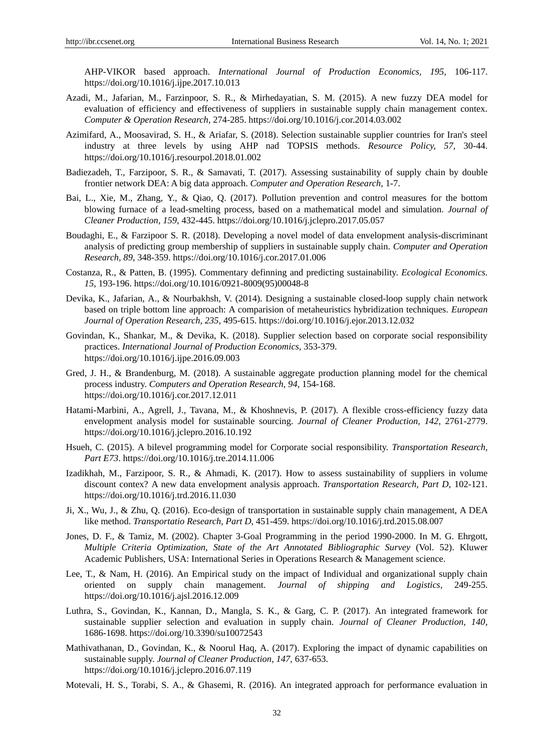AHP-VIKOR based approach. *International Journal of Production Economics, 195*, 106-117. https://doi.org/10.1016/j.ijpe.2017.10.013

Azadi, M., Jafarian, M., Farzinpoor, S. R., & Mirhedayatian, S. M. (2015). A new fuzzy DEA model for evaluation of efficiency and effectiveness of suppliers in sustainable supply chain management contex. *Computer & Operation Research*, 274-285. https://doi.org/10.1016/j.cor.2014.03.002

Azimifard, A., Moosavirad, S. H., & Ariafar, S. (2018). Selection sustainable supplier countries for Iran's steel industry at three levels by using AHP nad TOPSIS methods. *Resource Policy, 57*, 30-44. https://doi.org/10.1016/j.resourpol.2018.01.002

Badiezadeh, T., Farzipoor, S. R., & Samavati, T. (2017). Assessing sustainability of supply chain by double frontier network DEA: A big data approach. *Computer and Operation Research*, 1-7.

Bai, L., Xie, M., Zhang, Y., & Qiao, Q. (2017). Pollution prevention and control measures for the bottom blowing furnace of a lead-smelting process, based on a mathematical model and simulation. *Journal of Cleaner Production, 159*, 432-445. https://doi.org/10.1016/j.jclepro.2017.05.057

Boudaghi, E., & Farzipoor S. R. (2018). Developing a novel model of data envelopment analysis-discriminant analysis of predicting group membership of suppliers in sustainable supply chain. *Computer and Operation Research, 89*, 348-359. https://doi.org/10.1016/j.cor.2017.01.006

Costanza, R., & Patten, B. (1995). Commentary definning and predicting sustainability. *Ecological Economics. 15*, 193-196. https://doi.org/10.1016/0921-8009(95)00048-8

Devika, K., Jafarian, A., & Nourbakhsh, V. (2014). Designing a sustainable closed-loop supply chain network based on triple bottom line approach: A comparision of metaheuristics hybridization techniques. *European Journal of Operation Research, 235*, 495-615. https://doi.org/10.1016/j.ejor.2013.12.032

Govindan, K., Shankar, M., & Devika, K. (2018). Supplier selection based on corporate social responsibility practices. *International Journal of Production Economics*, 353-379. https://doi.org/10.1016/j.ijpe.2016.09.003

Gred, J. H., & Brandenburg, M. (2018). A sustainable aggregate production planning model for the chemical process industry. *Computers and Operation Research, 94*, 154-168. https://doi.org/10.1016/j.cor.2017.12.011

Hatami-Marbini, A., Agrell, J., Tavana, M., & Khoshnevis, P. (2017). A flexible cross-efficiency fuzzy data envelopment analysis model for sustainable sourcing. *Journal of Cleaner Production, 142*, 2761-2779. https://doi.org/10.1016/j.jclepro.2016.10.192

Hsueh, C. (2015). A bilevel programming model for Corporate social responsibility. *Transportation Research, Part E73*. https://doi.org/10.1016/j.tre.2014.11.006

Izadikhah, M., Farzipoor, S. R., & Ahmadi, K. (2017). How to assess sustainability of suppliers in volume discount contex? A new data envelopment analysis approach. *Transportation Research, Part D*, 102-121. https://doi.org/10.1016/j.trd.2016.11.030

Ji, X., Wu, J., & Zhu, Q. (2016). Eco-design of transportation in sustainable supply chain management, A DEA like method. *Transportatio Research, Part D*, 451-459. https://doi.org/10.1016/j.trd.2015.08.007

Jones, D. F., & Tamiz, M. (2002). Chapter 3-Goal Programming in the period 1990-2000. In M. G. Ehrgott, *Multiple Criteria Optimization, State of the Art Annotated Bibliographic Survey* (Vol. 52). Kluwer Academic Publishers, USA: International Series in Operations Research & Management science.

Lee, T., & Nam, H. (2016). An Empirical study on the impact of Individual and organizational supply chain oriented on supply chain management. *Journal of shipping and Logistics*, 249-255. https://doi.org/10.1016/j.ajsl.2016.12.009

Luthra, S., Govindan, K., Kannan, D., Mangla, S. K., & Garg, C. P. (2017). An integrated framework for sustainable supplier selection and evaluation in supply chain. *Journal of Cleaner Production, 140*, 1686-1698. https://doi.org/10.3390/su10072543

Mathivathanan, D., Govindan, K., & Noorul Haq, A. (2017). Exploring the impact of dynamic capabilities on sustainable supply. *Journal of Cleaner Production, 147*, 637-653. https://doi.org/10.1016/j.jclepro.2016.07.119

Motevali, H. S., Torabi, S. A., & Ghasemi, R. (2016). An integrated approach for performance evaluation in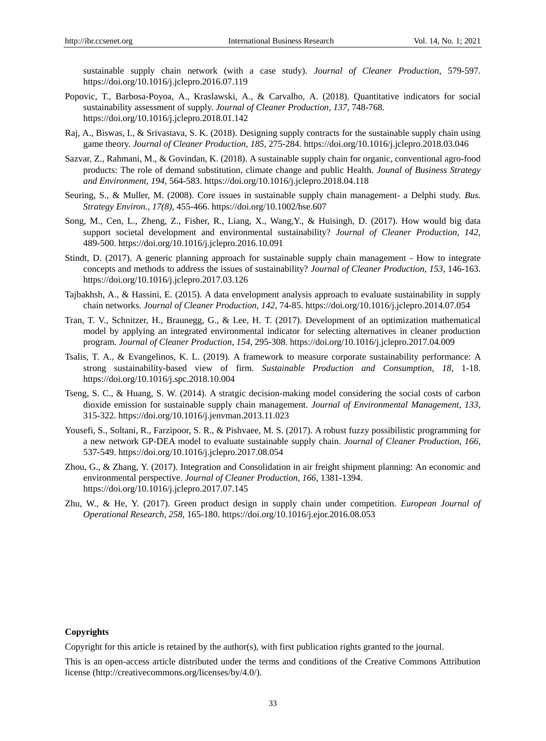sustainable supply chain network (with a case study). *Journal of Cleaner Production*, 579-597. https://doi.org/10.1016/j.jclepro.2016.07.119

Popovic, T., Barbosa-Poyoa, A., Kraslawski, A., & Carvalho, A. (2018). Quantitative indicators for social sustainability assessment of supply. *Journal of Cleaner Production, 137*, 748-768. https://doi.org/10.1016/j.jclepro.2018.01.142

Raj, A., Biswas, I., & Srivastava, S. K. (2018). Designing supply contracts for the sustainable supply chain using game theory. *Journal of Cleaner Production, 185*, 275-284. https://doi.org/10.1016/j.jclepro.2018.03.046

Sazvar, Z., Rahmani, M., & Govindan, K. (2018). A sustainable supply chain for organic, conventional agro-food products: The role of demand substitution, climate change and public Health. *Jounal of Business Strategy and Environment, 194*, 564-583. https://doi.org/10.1016/j.jclepro.2018.04.118

Seuring, S., & Muller, M. (2008). Core issues in sustainable supply chain management- a Delphi study. *Bus. Strategy Environ., 17(8)*, 455-466. https://doi.org/10.1002/bse.607

Song, M., Cen, L., Zheng, Z., Fisher, R., Liang, X., Wang,Y., & Huisingh, D. (2017). How would big data support societal development and environmental sustainability? *Journal of Cleaner Production, 142*, 489-500. https://doi.org/10.1016/j.jclepro.2016.10.091

Stindt, D. (2017). A generic planning approach for sustainable supply chain management - How to integrate concepts and methods to address the issues of sustainability? *Journal of Cleaner Production, 153*, 146-163. https://doi.org/10.1016/j.jclepro.2017.03.126

Tajbakhsh, A., & Hassini, E. (2015). A data envelopment analysis approach to evaluate sustainability in supply chain networks. *Journal of Cleaner Production, 142*, 74-85. https://doi.org/10.1016/j.jclepro.2014.07.054

Tran, T. V., Schnitzer, H., Braunegg, G., & Lee, H. T. (2017). Development of an optimization mathematical model by applying an integrated environmental indicator for selecting alternatives in cleaner production program. *Journal of Cleaner Production, 154*, 295-308. https://doi.org/10.1016/j.jclepro.2017.04.009

Tsalis, T. A., & Evangelinos, K. L. (2019). A framework to measure corporate sustainability performance: A strong sustainability-based view of firm. *Sustainable Production and Consumption, 18*, 1-18. https://doi.org/10.1016/j.spc.2018.10.004

Tseng, S. C., & Huang, S. W. (2014). A stratgic decision-making model considering the social costs of carbon dioxide emission for sustainable supply chain management. *Journal of Environmental Management, 133*, 315-322. https://doi.org/10.1016/j.jenvman.2013.11.023

Yousefi, S., Soltani, R., Farzipoor, S. R., & Pishvaee, M. S. (2017). A robust fuzzy possibilistic programming for a new network GP-DEA model to evaluate sustainable supply chain. *Journal of Cleaner Production, 166*, 537-549. https://doi.org/10.1016/j.jclepro.2017.08.054

Zhou, G., & Zhang, Y. (2017). Integration and Consolidation in air freight shipment planning: An economic and environmental perspective. *Journal of Cleaner Production, 166*, 1381-1394. https://doi.org/10.1016/j.jclepro.2017.07.145

Zhu, W., & He, Y. (2017). Green product design in supply chain under competition. *European Journal of Operational Research, 258*, 165-180. https://doi.org/10.1016/j.ejor.2016.08.053

**Copyrights**

Copyright for this article is retained by the author(s), with first publication rights granted to the journal.

This is an open-access article distributed under the terms and conditions of the Creative Commons Attribution license (http://creativecommons.org/licenses/by/4.0/).